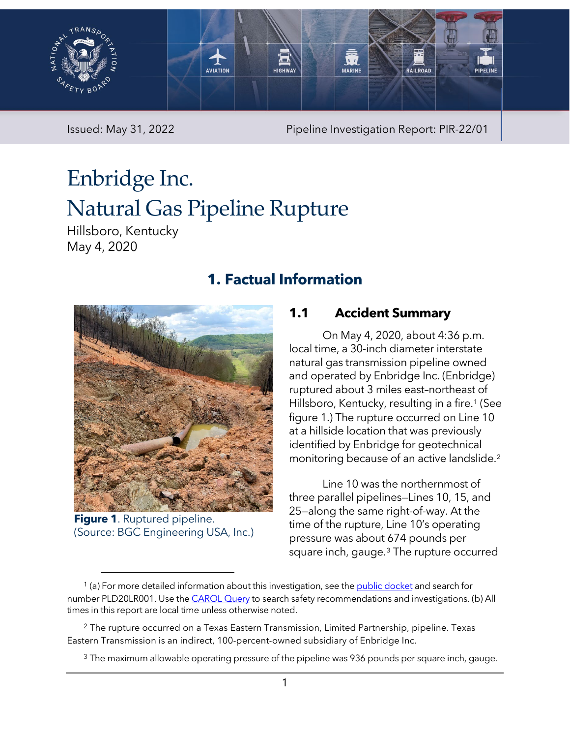Issued: May 31, 2022

Pipeline Investigation Report: PIR-22/01

# Enbridge Inc. Natural Gas Pipeline Rupture

Hillsboro, Kentucky
May 4, 2020

## 1. Factual Information

**Figure 1**. Ruptured pipeline. (Source: BGC Engineering USA, Inc.)

### 1.1 Accident Summary

On May 4, 2020, about 4:36 p.m. local time, a 30-inch diameter interstate natural gas transmission pipeline owned and operated by Enbridge Inc. (Enbridge) ruptured about 3 miles east-northeast of Hillsboro, Kentucky, resulting in a fire.[1] (See figure 1.) The rupture occurred on Line 10 at a hillside location that was previously identified by Enbridge for geotechnical monitoring because of an active landslide.[2]

Line 10 was the northernmost of three parallel pipelines—Lines 10, 15, and 25—along the same right-of-way. At the time of the rupture, Line 10's operating pressure was about 674 pounds per square inch, gauge.[3] The rupture occurred

---

[1] (a) For more detailed information about this investigation, see the public docket and search for number PLD20LR001. Use the CAROL Query to search safety recommendations and investigations. (b) All times in this report are local time unless otherwise noted.

[2] The rupture occurred on a Texas Eastern Transmission, Limited Partnership, pipeline. Texas Eastern Transmission is an indirect, 100-percent-owned subsidiary of Enbridge Inc.

[3] The maximum allowable operating pressure of the pipeline was 936 pounds per square inch, gauge.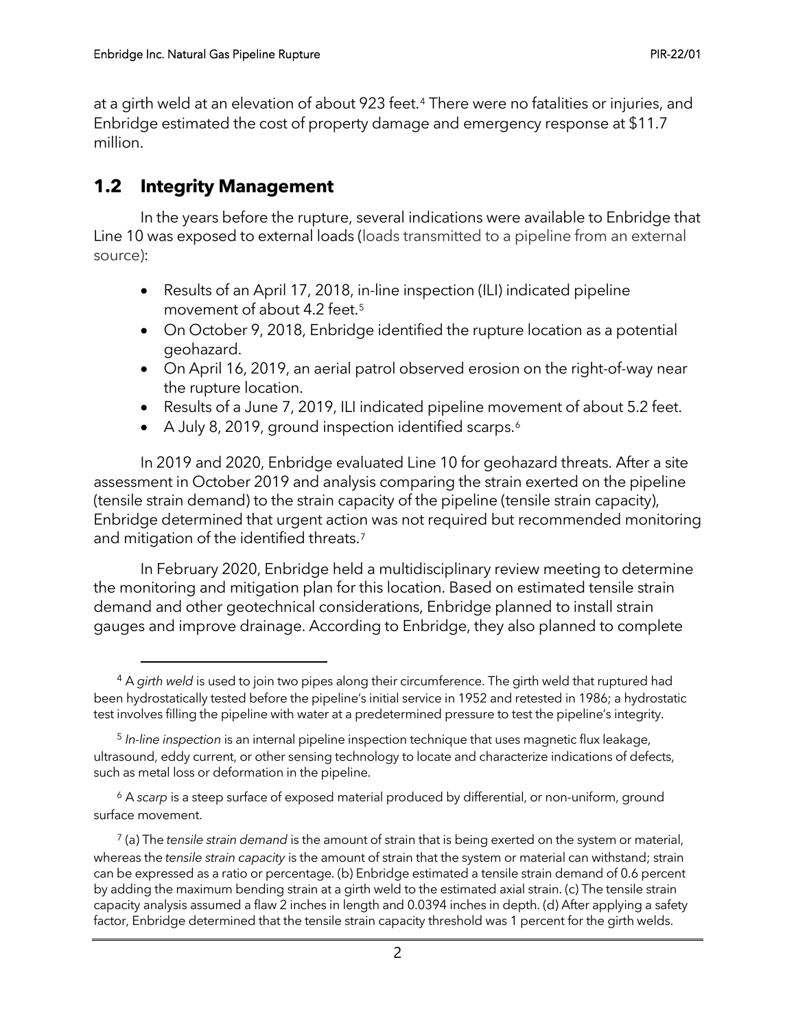at a girth weld at an elevation of about 923 feet.[4] There were no fatalities or injuries, and Enbridge estimated the cost of property damage and emergency response at $11.7 million.

## 1.2 Integrity Management

In the years before the rupture, several indications were available to Enbridge that Line 10 was exposed to external loads (loads transmitted to a pipeline from an external source):

- Results of an April 17, 2018, in-line inspection (ILI) indicated pipeline movement of about 4.2 feet.[5]
- On October 9, 2018, Enbridge identified the rupture location as a potential geohazard.
- On April 16, 2019, an aerial patrol observed erosion on the right-of-way near the rupture location.
- Results of a June 7, 2019, ILI indicated pipeline movement of about 5.2 feet.
- A July 8, 2019, ground inspection identified scarps.[6]

In 2019 and 2020, Enbridge evaluated Line 10 for geohazard threats. After a site assessment in October 2019 and analysis comparing the strain exerted on the pipeline (tensile strain demand) to the strain capacity of the pipeline (tensile strain capacity), Enbridge determined that urgent action was not required but recommended monitoring and mitigation of the identified threats.[7]

In February 2020, Enbridge held a multidisciplinary review meeting to determine the monitoring and mitigation plan for this location. Based on estimated tensile strain demand and other geotechnical considerations, Enbridge planned to install strain gauges and improve drainage. According to Enbridge, they also planned to complete

---

[4] A *girth weld* is used to join two pipes along their circumference. The girth weld that ruptured had been hydrostatically tested before the pipeline's initial service in 1952 and retested in 1986; a hydrostatic test involves filling the pipeline with water at a predetermined pressure to test the pipeline's integrity.

[5] *In-line inspection* is an internal pipeline inspection technique that uses magnetic flux leakage, ultrasound, eddy current, or other sensing technology to locate and characterize indications of defects, such as metal loss or deformation in the pipeline.

[6] A *scarp* is a steep surface of exposed material produced by differential, or non-uniform, ground surface movement.

[7] (a) The *tensile strain demand* is the amount of strain that is being exerted on the system or material, whereas the *tensile strain capacity* is the amount of strain that the system or material can withstand; strain can be expressed as a ratio or percentage. (b) Enbridge estimated a tensile strain demand of 0.6 percent by adding the maximum bending strain at a girth weld to the estimated axial strain. (c) The tensile strain capacity analysis assumed a flaw 2 inches in length and 0.0394 inches in depth. (d) After applying a safety factor, Enbridge determined that the tensile strain capacity threshold was 1 percent for the girth welds.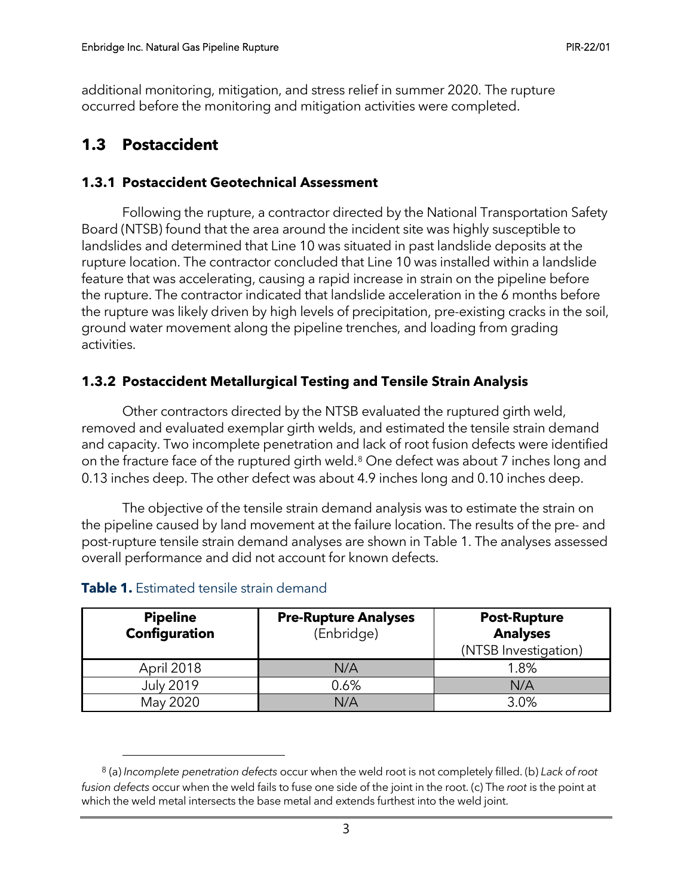additional monitoring, mitigation, and stress relief in summer 2020. The rupture occurred before the monitoring and mitigation activities were completed.

## 1.3 Postaccident

### 1.3.1 Postaccident Geotechnical Assessment

Following the rupture, a contractor directed by the National Transportation Safety Board (NTSB) found that the area around the incident site was highly susceptible to landslides and determined that Line 10 was situated in past landslide deposits at the rupture location. The contractor concluded that Line 10 was installed within a landslide feature that was accelerating, causing a rapid increase in strain on the pipeline before the rupture. The contractor indicated that landslide acceleration in the 6 months before the rupture was likely driven by high levels of precipitation, pre-existing cracks in the soil, ground water movement along the pipeline trenches, and loading from grading activities.

### 1.3.2 Postaccident Metallurgical Testing and Tensile Strain Analysis

Other contractors directed by the NTSB evaluated the ruptured girth weld, removed and evaluated exemplar girth welds, and estimated the tensile strain demand and capacity. Two incomplete penetration and lack of root fusion defects were identified on the fracture face of the ruptured girth weld.[8] One defect was about 7 inches long and 0.13 inches deep. The other defect was about 4.9 inches long and 0.10 inches deep.

The objective of the tensile strain demand analysis was to estimate the strain on the pipeline caused by land movement at the failure location. The results of the pre- and post-rupture tensile strain demand analyses are shown in Table 1. The analyses assessed overall performance and did not account for known defects.

**Table 1.** Estimated tensile strain demand

| **Pipeline Configuration** | **Pre-Rupture Analyses** (Enbridge) | **Post-Rupture Analyses** (NTSB Investigation) |
|---|---|---|
| April 2018 | N/A | 1.8% |
| July 2019 | 0.6% | N/A |
| May 2020 | N/A | 3.0% |

[8] (a) *Incomplete penetration defects* occur when the weld root is not completely filled. (b) *Lack of root fusion defects* occur when the weld fails to fuse one side of the joint in the root. (c) The *root* is the point at which the weld metal intersects the base metal and extends furthest into the weld joint.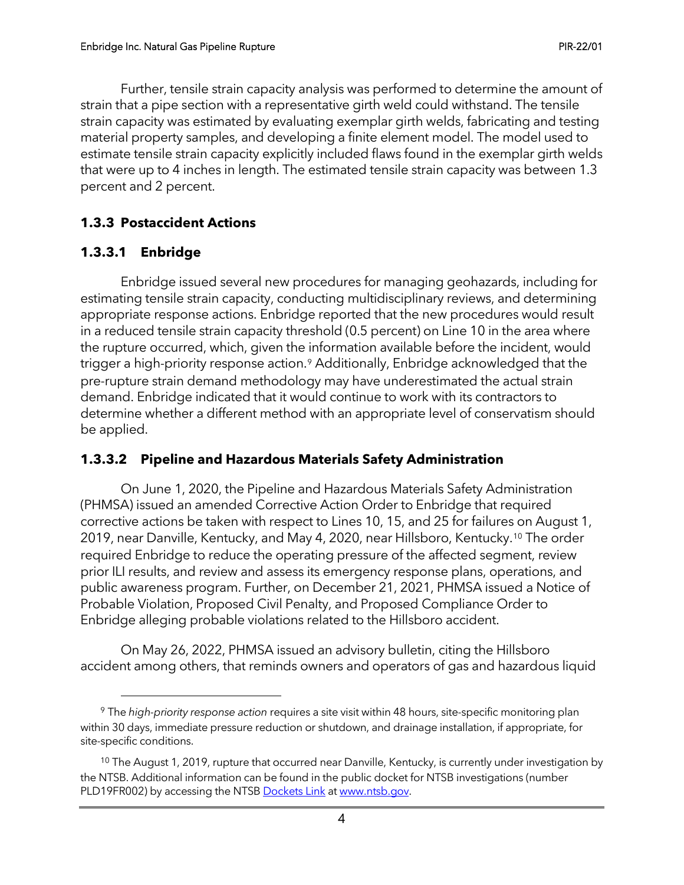Further, tensile strain capacity analysis was performed to determine the amount of strain that a pipe section with a representative girth weld could withstand. The tensile strain capacity was estimated by evaluating exemplar girth welds, fabricating and testing material property samples, and developing a finite element model. The model used to estimate tensile strain capacity explicitly included flaws found in the exemplar girth welds that were up to 4 inches in length. The estimated tensile strain capacity was between 1.3 percent and 2 percent.

### 1.3.3 Postaccident Actions

#### 1.3.3.1 Enbridge

Enbridge issued several new procedures for managing geohazards, including for estimating tensile strain capacity, conducting multidisciplinary reviews, and determining appropriate response actions. Enbridge reported that the new procedures would result in a reduced tensile strain capacity threshold (0.5 percent) on Line 10 in the area where the rupture occurred, which, given the information available before the incident, would trigger a high-priority response action.[9] Additionally, Enbridge acknowledged that the pre-rupture strain demand methodology may have underestimated the actual strain demand. Enbridge indicated that it would continue to work with its contractors to determine whether a different method with an appropriate level of conservatism should be applied.

#### 1.3.3.2 Pipeline and Hazardous Materials Safety Administration

On June 1, 2020, the Pipeline and Hazardous Materials Safety Administration (PHMSA) issued an amended Corrective Action Order to Enbridge that required corrective actions be taken with respect to Lines 10, 15, and 25 for failures on August 1, 2019, near Danville, Kentucky, and May 4, 2020, near Hillsboro, Kentucky.[10] The order required Enbridge to reduce the operating pressure of the affected segment, review prior ILI results, and review and assess its emergency response plans, operations, and public awareness program. Further, on December 21, 2021, PHMSA issued a Notice of Probable Violation, Proposed Civil Penalty, and Proposed Compliance Order to Enbridge alleging probable violations related to the Hillsboro accident.

On May 26, 2022, PHMSA issued an advisory bulletin, citing the Hillsboro accident among others, that reminds owners and operators of gas and hazardous liquid

---

[9] The *high-priority response action* requires a site visit within 48 hours, site-specific monitoring plan within 30 days, immediate pressure reduction or shutdown, and drainage installation, if appropriate, for site-specific conditions.

[10] The August 1, 2019, rupture that occurred near Danville, Kentucky, is currently under investigation by the NTSB. Additional information can be found in the public docket for NTSB investigations (number PLD19FR002) by accessing the NTSB [Dockets Link](www.ntsb.gov) at [www.ntsb.gov](www.ntsb.gov).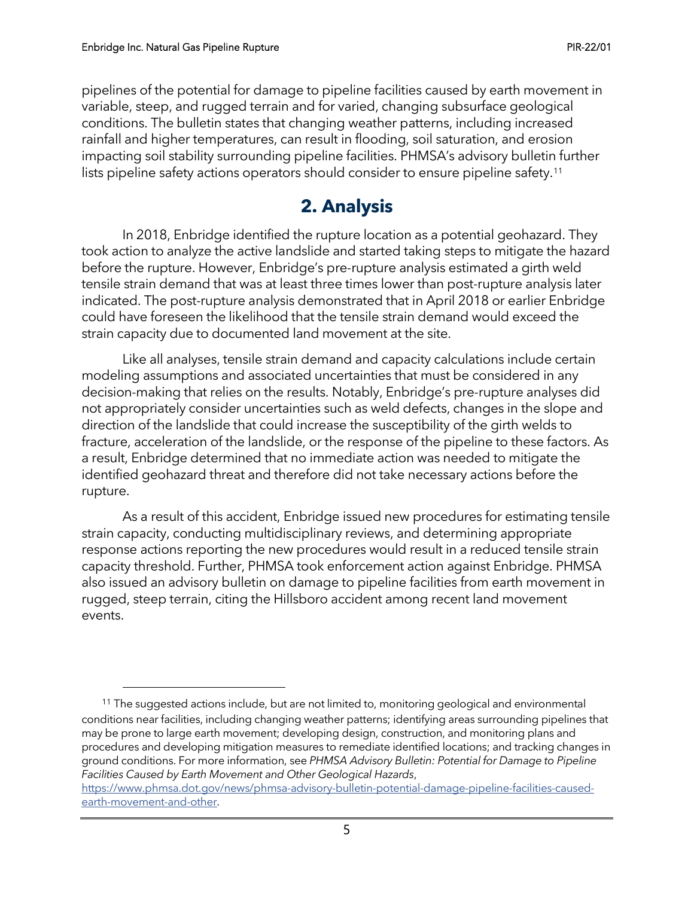pipelines of the potential for damage to pipeline facilities caused by earth movement in variable, steep, and rugged terrain and for varied, changing subsurface geological conditions. The bulletin states that changing weather patterns, including increased rainfall and higher temperatures, can result in flooding, soil saturation, and erosion impacting soil stability surrounding pipeline facilities. PHMSA's advisory bulletin further lists pipeline safety actions operators should consider to ensure pipeline safety.[11]

# 2. Analysis

In 2018, Enbridge identified the rupture location as a potential geohazard. They took action to analyze the active landslide and started taking steps to mitigate the hazard before the rupture. However, Enbridge's pre-rupture analysis estimated a girth weld tensile strain demand that was at least three times lower than post-rupture analysis later indicated. The post-rupture analysis demonstrated that in April 2018 or earlier Enbridge could have foreseen the likelihood that the tensile strain demand would exceed the strain capacity due to documented land movement at the site.

Like all analyses, tensile strain demand and capacity calculations include certain modeling assumptions and associated uncertainties that must be considered in any decision-making that relies on the results. Notably, Enbridge's pre-rupture analyses did not appropriately consider uncertainties such as weld defects, changes in the slope and direction of the landslide that could increase the susceptibility of the girth welds to fracture, acceleration of the landslide, or the response of the pipeline to these factors. As a result, Enbridge determined that no immediate action was needed to mitigate the identified geohazard threat and therefore did not take necessary actions before the rupture.

As a result of this accident, Enbridge issued new procedures for estimating tensile strain capacity, conducting multidisciplinary reviews, and determining appropriate response actions reporting the new procedures would result in a reduced tensile strain capacity threshold. Further, PHMSA took enforcement action against Enbridge. PHMSA also issued an advisory bulletin on damage to pipeline facilities from earth movement in rugged, steep terrain, citing the Hillsboro accident among recent land movement events.

---

[11] The suggested actions include, but are not limited to, monitoring geological and environmental conditions near facilities, including changing weather patterns; identifying areas surrounding pipelines that may be prone to large earth movement; developing design, construction, and monitoring plans and procedures and developing mitigation measures to remediate identified locations; and tracking changes in ground conditions. For more information, see *PHMSA Advisory Bulletin: Potential for Damage to Pipeline Facilities Caused by Earth Movement and Other Geological Hazards*, [https://www.phmsa.dot.gov/news/phmsa-advisory-bulletin-potential-damage-pipeline-facilities-caused-earth-movement-and-other](https://www.phmsa.dot.gov/news/phmsa-advisory-bulletin-potential-damage-pipeline-facilities-caused-earth-movement-and-other).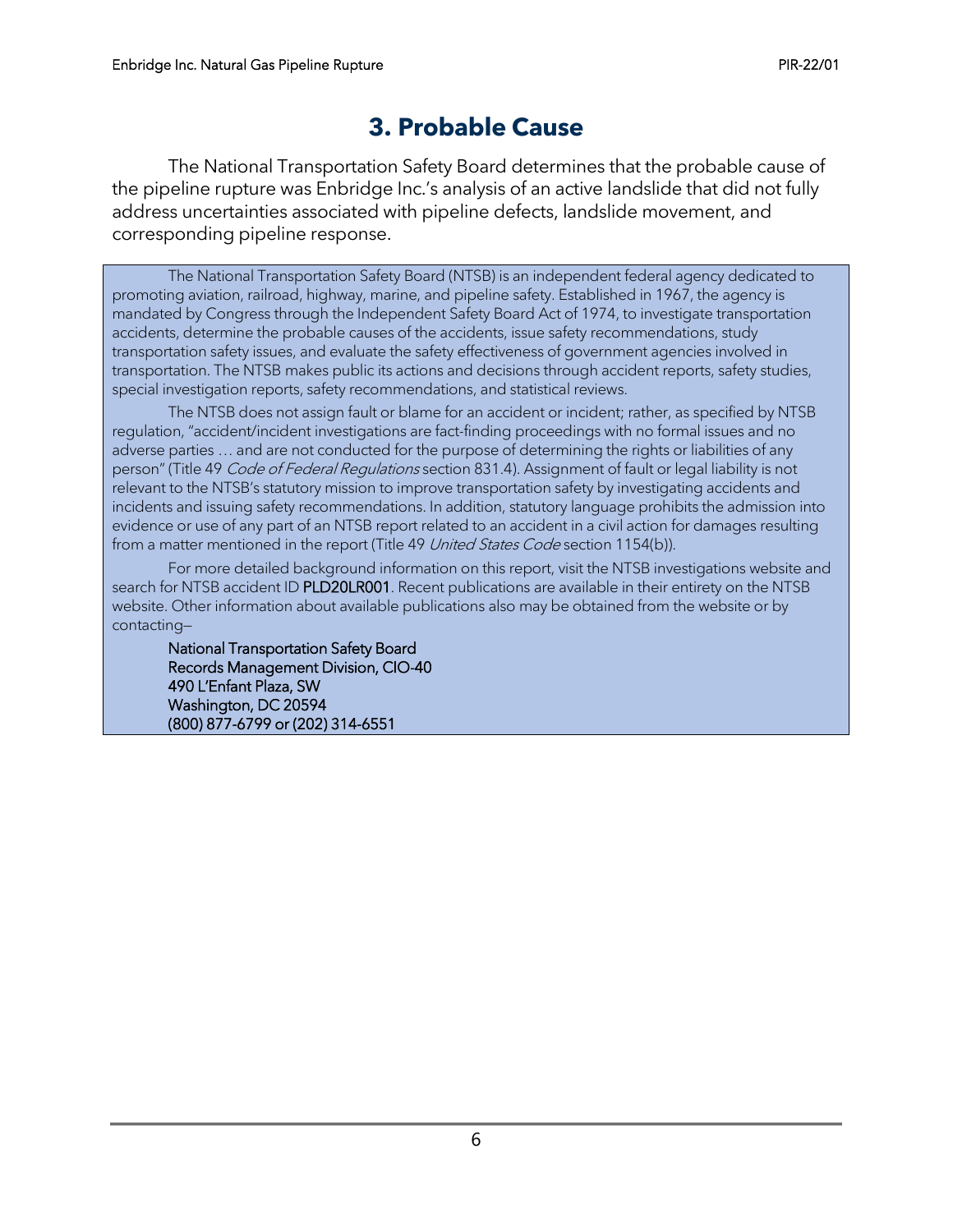# 3. Probable Cause

The National Transportation Safety Board determines that the probable cause of the pipeline rupture was Enbridge Inc.'s analysis of an active landslide that did not fully address uncertainties associated with pipeline defects, landslide movement, and corresponding pipeline response.

The National Transportation Safety Board (NTSB) is an independent federal agency dedicated to promoting aviation, railroad, highway, marine, and pipeline safety. Established in 1967, the agency is mandated by Congress through the Independent Safety Board Act of 1974, to investigate transportation accidents, determine the probable causes of the accidents, issue safety recommendations, study transportation safety issues, and evaluate the safety effectiveness of government agencies involved in transportation. The NTSB makes public its actions and decisions through accident reports, safety studies, special investigation reports, safety recommendations, and statistical reviews.

The NTSB does not assign fault or blame for an accident or incident; rather, as specified by NTSB regulation, "accident/incident investigations are fact-finding proceedings with no formal issues and no adverse parties … and are not conducted for the purpose of determining the rights or liabilities of any person" (Title 49 *Code of Federal Regulations* section 831.4). Assignment of fault or legal liability is not relevant to the NTSB's statutory mission to improve transportation safety by investigating accidents and incidents and issuing safety recommendations. In addition, statutory language prohibits the admission into evidence or use of any part of an NTSB report related to an accident in a civil action for damages resulting from a matter mentioned in the report (Title 49 *United States Code* section 1154(b)).

For more detailed background information on this report, visit the NTSB investigations website and search for NTSB accident ID **PLD20LR001**. Recent publications are available in their entirety on the NTSB website. Other information about available publications also may be obtained from the website or by contacting–

National Transportation Safety Board
Records Management Division, CIO-40
490 L'Enfant Plaza, SW
Washington, DC 20594
(800) 877-6799 or (202) 314-6551